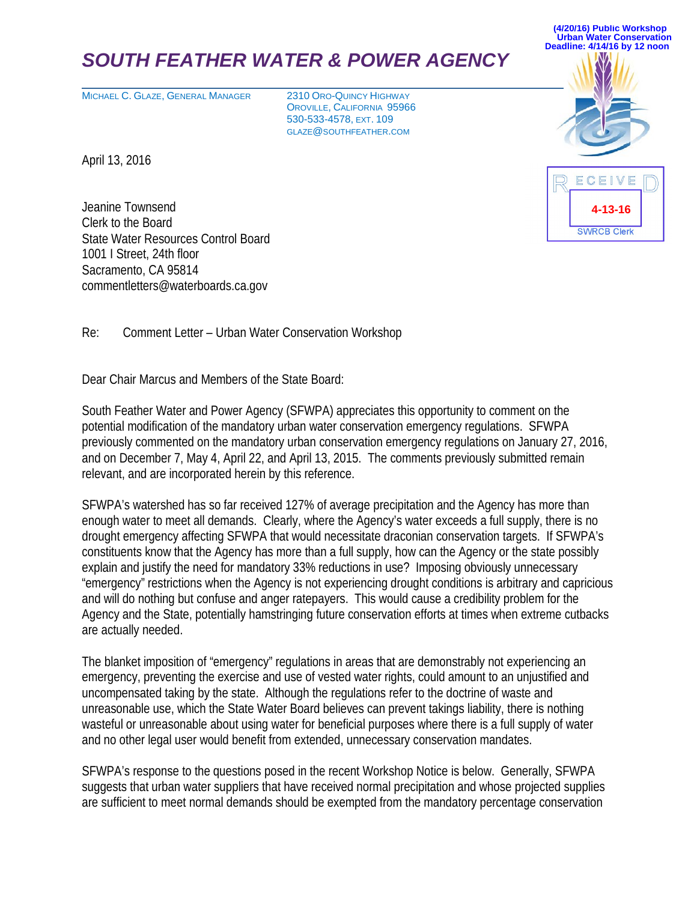(4/20/16) Public Workshop
Urban Water Conservation
Deadline: 4/14/16 by 12 noon

# SOUTH FEATHER WATER & POWER AGENCY

MICHAEL C. GLAZE, GENERAL MANAGER

2310 ORO-QUINCY HIGHWAY
OROVILLE, CALIFORNIA 95966
530-533-4578, EXT. 109
GLAZE@SOUTHFEATHER.COM

RECEIVED
4-13-16
SWRCB Clerk

April 13, 2016

Jeanine Townsend
Clerk to the Board
State Water Resources Control Board
1001 I Street, 24th floor
Sacramento, CA 95814
commentletters@waterboards.ca.gov

Re: Comment Letter – Urban Water Conservation Workshop

Dear Chair Marcus and Members of the State Board:

South Feather Water and Power Agency (SFWPA) appreciates this opportunity to comment on the potential modification of the mandatory urban water conservation emergency regulations. SFWPA previously commented on the mandatory urban conservation emergency regulations on January 27, 2016, and on December 7, May 4, April 22, and April 13, 2015. The comments previously submitted remain relevant, and are incorporated herein by this reference.

SFWPA's watershed has so far received 127% of average precipitation and the Agency has more than enough water to meet all demands. Clearly, where the Agency's water exceeds a full supply, there is no drought emergency affecting SFWPA that would necessitate draconian conservation targets. If SFWPA's constituents know that the Agency has more than a full supply, how can the Agency or the state possibly explain and justify the need for mandatory 33% reductions in use? Imposing obviously unnecessary "emergency" restrictions when the Agency is not experiencing drought conditions is arbitrary and capricious and will do nothing but confuse and anger ratepayers. This would cause a credibility problem for the Agency and the State, potentially hamstringing future conservation efforts at times when extreme cutbacks are actually needed.

The blanket imposition of "emergency" regulations in areas that are demonstrably not experiencing an emergency, preventing the exercise and use of vested water rights, could amount to an unjustified and uncompensated taking by the state. Although the regulations refer to the doctrine of waste and unreasonable use, which the State Water Board believes can prevent takings liability, there is nothing wasteful or unreasonable about using water for beneficial purposes where there is a full supply of water and no other legal user would benefit from extended, unnecessary conservation mandates.

SFWPA's response to the questions posed in the recent Workshop Notice is below. Generally, SFWPA suggests that urban water suppliers that have received normal precipitation and whose projected supplies are sufficient to meet normal demands should be exempted from the mandatory percentage conservation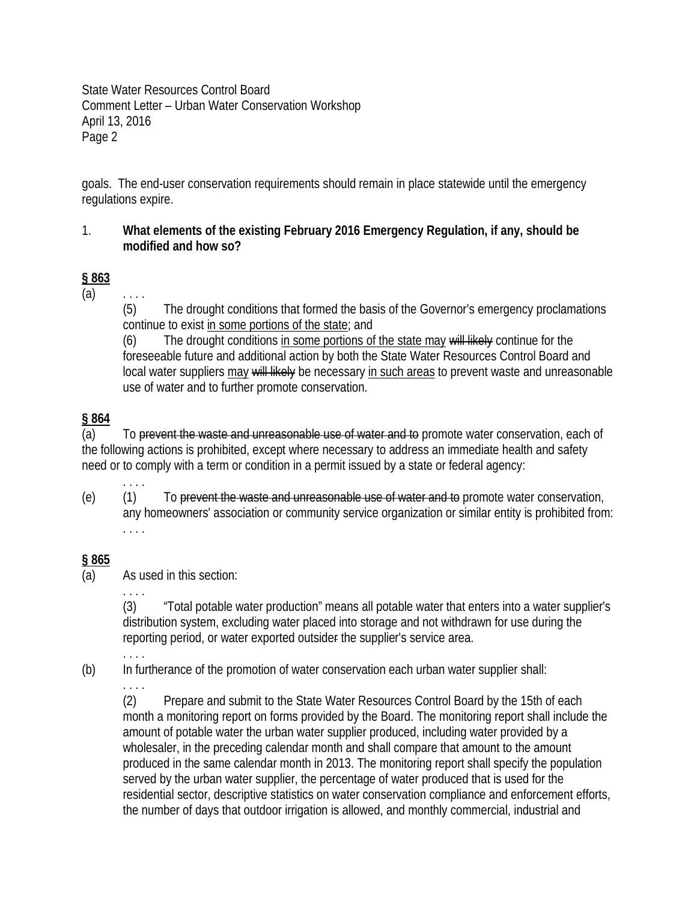goals. The end-user conservation requirements should remain in place statewide until the emergency regulations expire.

1. **What elements of the existing February 2016 Emergency Regulation, if any, should be modified and how so?**

**§ 863**

(a) . . . .

(5) The drought conditions that formed the basis of the Governor's emergency proclamations continue to exist <u>in some portions of the state</u>; and

(6) The drought conditions <u>in some portions of the state may</u> ~~will likely~~ continue for the foreseeable future and additional action by both the State Water Resources Control Board and local water suppliers <u>may</u> ~~will likely~~ be necessary <u>in such areas</u> to prevent waste and unreasonable use of water and to further promote conservation.

**§ 864**

(a) To ~~prevent the waste and unreasonable use of water and to~~ promote water conservation, each of the following actions is prohibited, except where necessary to address an immediate health and safety need or to comply with a term or condition in a permit issued by a state or federal agency:

. . . .

(e) (1) To ~~prevent the waste and unreasonable use of water and to~~ promote water conservation, any homeowners' association or community service organization or similar entity is prohibited from:

. . . .

**§ 865**

(a) As used in this section:

. . . .

(3) "Total potable water production" means all potable water that enters into a water supplier's distribution system, excluding water placed into storage and not withdrawn for use during the reporting period, or water exported outside~~r~~ the supplier's service area.

. . . .

(b) In furtherance of the promotion of water conservation each urban water supplier shall:

. . . .

(2) Prepare and submit to the State Water Resources Control Board by the 15th of each month a monitoring report on forms provided by the Board. The monitoring report shall include the amount of potable water the urban water supplier produced, including water provided by a wholesaler, in the preceding calendar month and shall compare that amount to the amount produced in the same calendar month in 2013. The monitoring report shall specify the population served by the urban water supplier, the percentage of water produced that is used for the residential sector, descriptive statistics on water conservation compliance and enforcement efforts, the number of days that outdoor irrigation is allowed, and monthly commercial, industrial and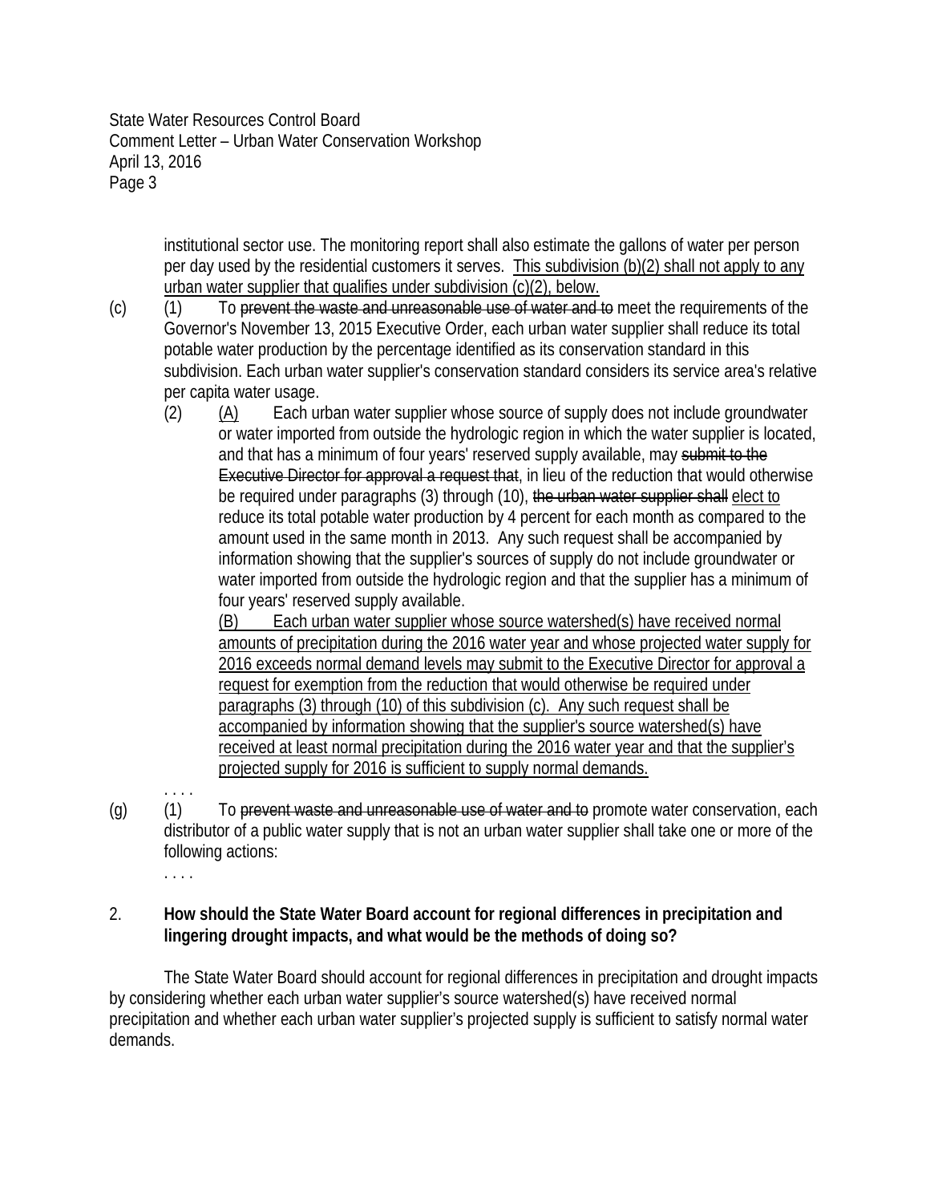institutional sector use. The monitoring report shall also estimate the gallons of water per person per day used by the residential customers it serves. <u>This subdivision (b)(2) shall not apply to any urban water supplier that qualifies under subdivision (c)(2), below.</u>

(c) (1) To ~~prevent the waste and unreasonable use of water and to~~ meet the requirements of the Governor's November 13, 2015 Executive Order, each urban water supplier shall reduce its total potable water production by the percentage identified as its conservation standard in this subdivision. Each urban water supplier's conservation standard considers its service area's relative per capita water usage.

(2) <u>(A)</u> Each urban water supplier whose source of supply does not include groundwater or water imported from outside the hydrologic region in which the water supplier is located, and that has a minimum of four years' reserved supply available, may ~~submit to the Executive Director for approval a request that~~, in lieu of the reduction that would otherwise be required under paragraphs (3) through (10), ~~the urban water supplier shall~~ <u>elect to</u> reduce its total potable water production by 4 percent for each month as compared to the amount used in the same month in 2013. Any such request shall be accompanied by information showing that the supplier's sources of supply do not include groundwater or water imported from outside the hydrologic region and that the supplier has a minimum of four years' reserved supply available.

<u>(B) Each urban water supplier whose source watershed(s) have received normal amounts of precipitation during the 2016 water year and whose projected water supply for 2016 exceeds normal demand levels may submit to the Executive Director for approval a request for exemption from the reduction that would otherwise be required under paragraphs (3) through (10) of this subdivision (c). Any such request shall be accompanied by information showing that the supplier's source watershed(s) have received at least normal precipitation during the 2016 water year and that the supplier's projected supply for 2016 is sufficient to supply normal demands.</u>

. . . .

(g) (1) To ~~prevent waste and unreasonable use of water and to~~ promote water conservation, each distributor of a public water supply that is not an urban water supplier shall take one or more of the following actions:

. . . .

2. **How should the State Water Board account for regional differences in precipitation and lingering drought impacts, and what would be the methods of doing so?**

The State Water Board should account for regional differences in precipitation and drought impacts by considering whether each urban water supplier's source watershed(s) have received normal precipitation and whether each urban water supplier's projected supply is sufficient to satisfy normal water demands.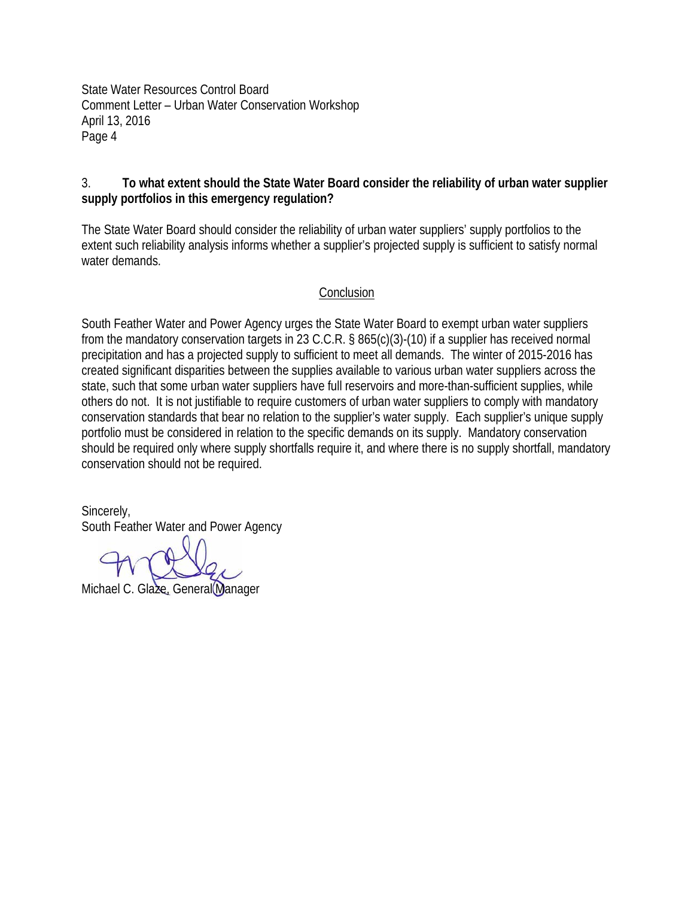3. **To what extent should the State Water Board consider the reliability of urban water supplier supply portfolios in this emergency regulation?**

The State Water Board should consider the reliability of urban water suppliers' supply portfolios to the extent such reliability analysis informs whether a supplier's projected supply is sufficient to satisfy normal water demands.

## Conclusion

South Feather Water and Power Agency urges the State Water Board to exempt urban water suppliers from the mandatory conservation targets in 23 C.C.R. § 865(c)(3)-(10) if a supplier has received normal precipitation and has a projected supply to sufficient to meet all demands. The winter of 2015-2016 has created significant disparities between the supplies available to various urban water suppliers across the state, such that some urban water suppliers have full reservoirs and more-than-sufficient supplies, while others do not. It is not justifiable to require customers of urban water suppliers to comply with mandatory conservation standards that bear no relation to the supplier's water supply. Each supplier's unique supply portfolio must be considered in relation to the specific demands on its supply. Mandatory conservation should be required only where supply shortfalls require it, and where there is no supply shortfall, mandatory conservation should not be required.

Sincerely,
South Feather Water and Power Agency

Michael C. Glaze, General Manager